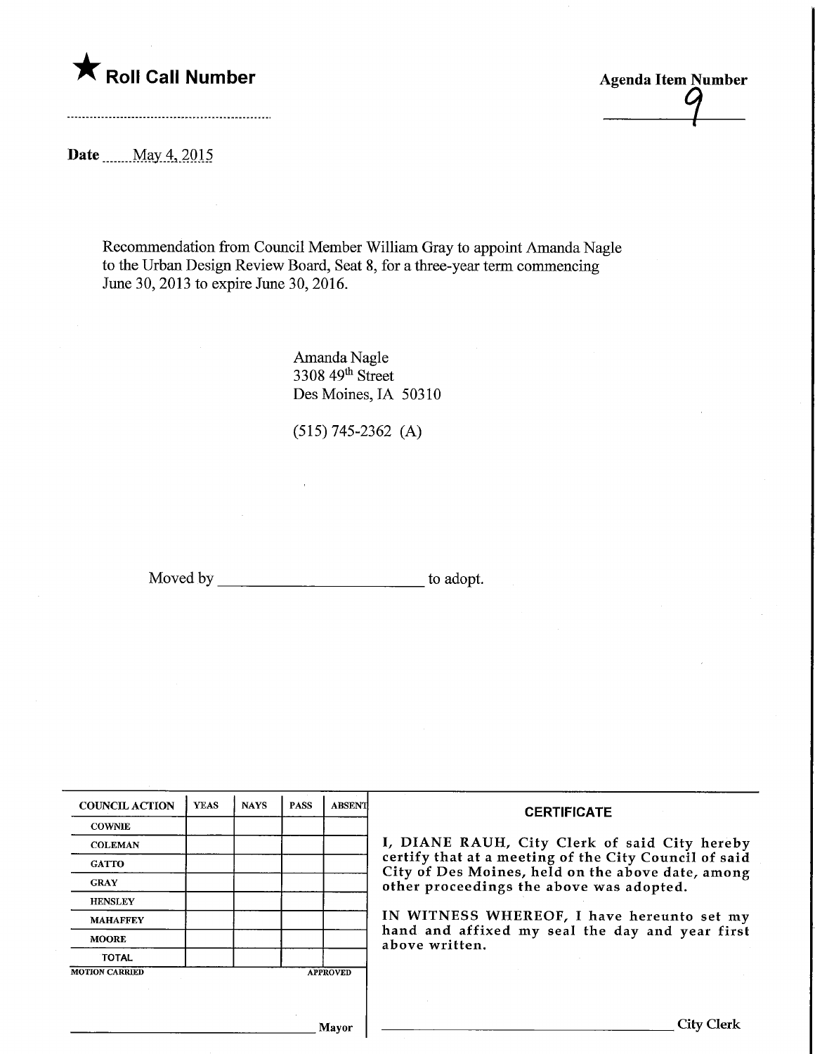★ **Roll Call Number**

**Agenda Item Number**

9

**Date** May 4, 2015

Recommendation from Council Member William Gray to appoint Amanda Nagle to the Urban Design Review Board, Seat 8, for a three-year term commencing June 30, 2013 to expire June 30, 2016.

Amanda Nagle
3308 49th Street
Des Moines, IA 50310

(515) 745-2362 (A)

Moved by ________________________ to adopt.

| COUNCIL ACTION | YEAS | NAYS | PASS | ABSENT |
|---|---|---|---|---|
| COWNIE | | | | |
| COLEMAN | | | | |
| GATTO | | | | |
| GRAY | | | | |
| HENSLEY | | | | |
| MAHAFFEY | | | | |
| MOORE | | | | |
| TOTAL | | | | |

MOTION CARRIED APPROVED

________________________ Mayor

**CERTIFICATE**

I, DIANE RAUH, City Clerk of said City hereby certify that at a meeting of the City Council of said City of Des Moines, held on the above date, among other proceedings the above was adopted.

IN WITNESS WHEREOF, I have hereunto set my hand and affixed my seal the day and year first above written.

________________________ City Clerk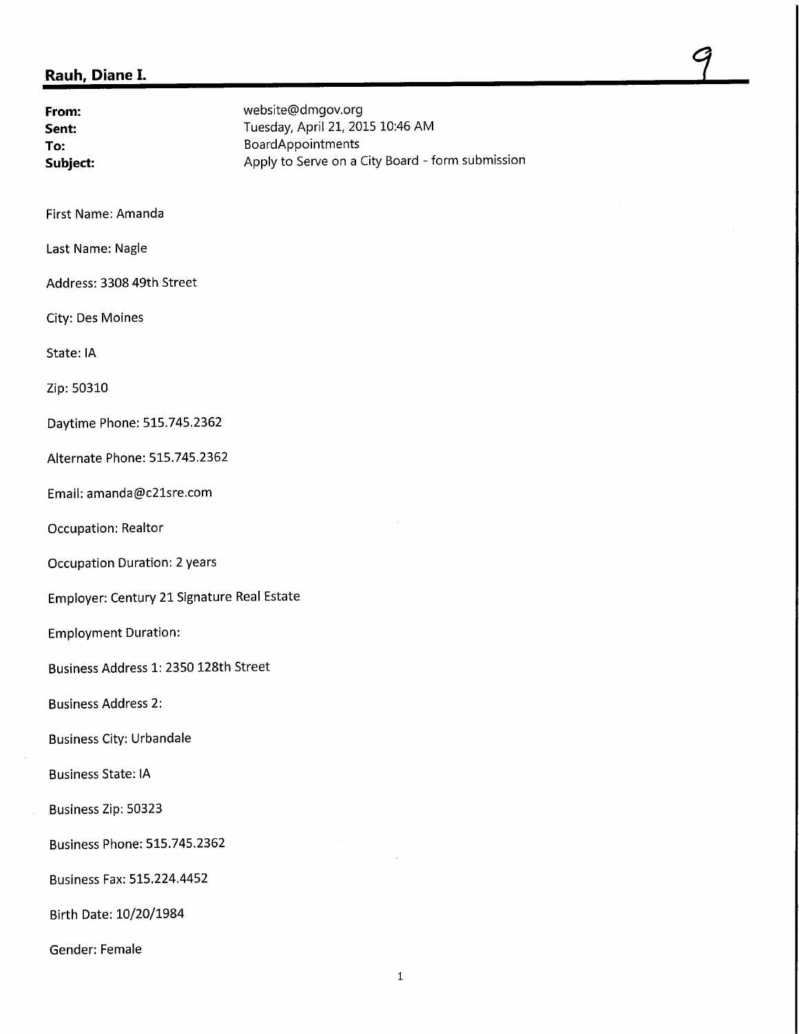## Rauh, Diane I.

9

**From:** website@dmgov.org
**Sent:** Tuesday, April 21, 2015 10:46 AM
**To:** BoardAppointments
**Subject:** Apply to Serve on a City Board - form submission

First Name: Amanda

Last Name: Nagle

Address: 3308 49th Street

City: Des Moines

State: IA

Zip: 50310

Daytime Phone: 515.745.2362

Alternate Phone: 515.745.2362

Email: amanda@c21sre.com

Occupation: Realtor

Occupation Duration: 2 years

Employer: Century 21 Signature Real Estate

Employment Duration:

Business Address 1: 2350 128th Street

Business Address 2:

Business City: Urbandale

Business State: IA

Business Zip: 50323

Business Phone: 515.745.2362

Business Fax: 515.224.4452

Birth Date: 10/20/1984

Gender: Female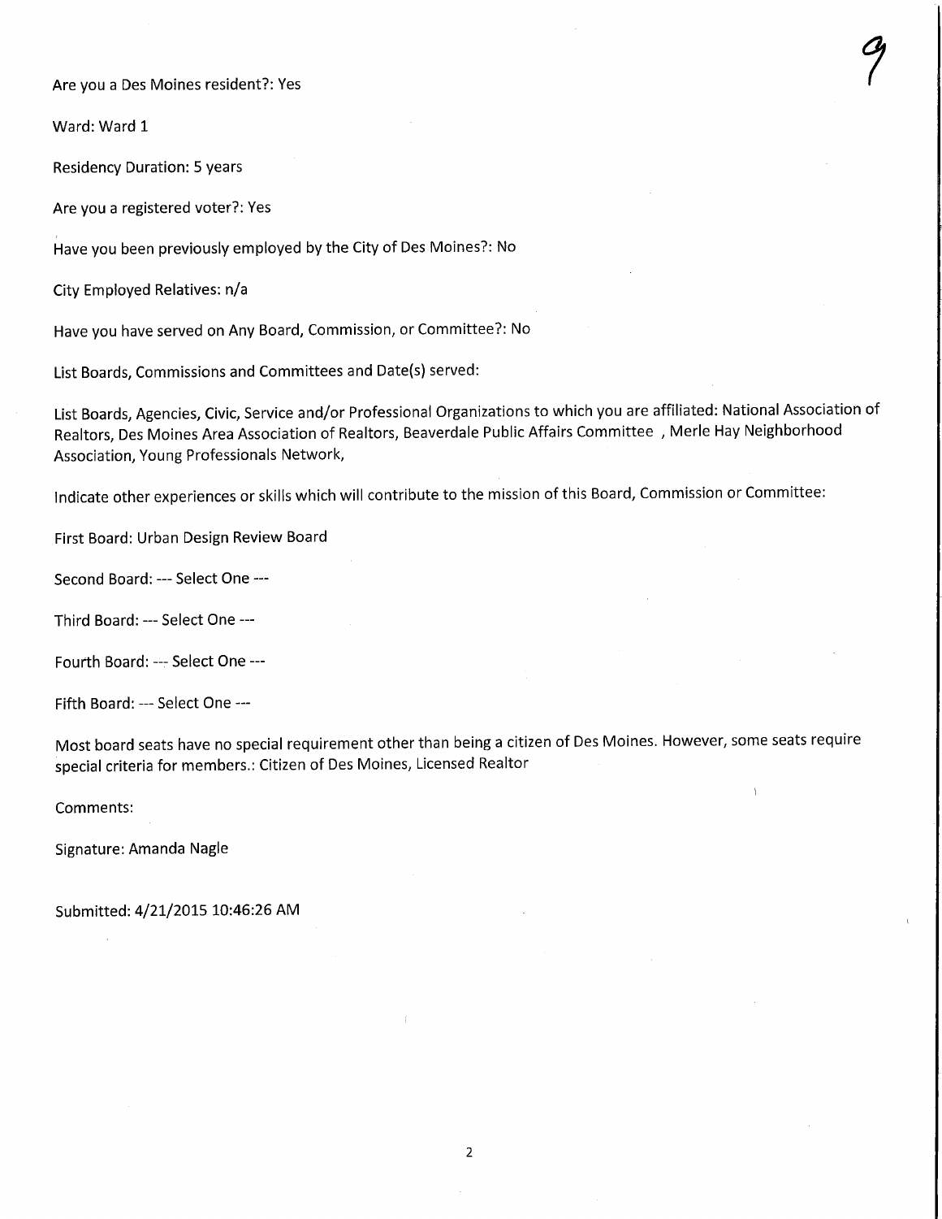Are you a Des Moines resident?: Yes

Ward: Ward 1

Residency Duration: 5 years

Are you a registered voter?: Yes

Have you been previously employed by the City of Des Moines?: No

City Employed Relatives: n/a

Have you have served on Any Board, Commission, or Committee?: No

List Boards, Commissions and Committees and Date(s) served:

List Boards, Agencies, Civic, Service and/or Professional Organizations to which you are affiliated: National Association of Realtors, Des Moines Area Association of Realtors, Beaverdale Public Affairs Committee , Merle Hay Neighborhood Association, Young Professionals Network,

Indicate other experiences or skills which will contribute to the mission of this Board, Commission or Committee:

First Board: Urban Design Review Board

Second Board: --- Select One ---

Third Board: --- Select One ---

Fourth Board: --- Select One ---

Fifth Board: --- Select One ---

Most board seats have no special requirement other than being a citizen of Des Moines. However, some seats require special criteria for members.: Citizen of Des Moines, Licensed Realtor

Comments:

Signature: Amanda Nagle

Submitted: 4/21/2015 10:46:26 AM